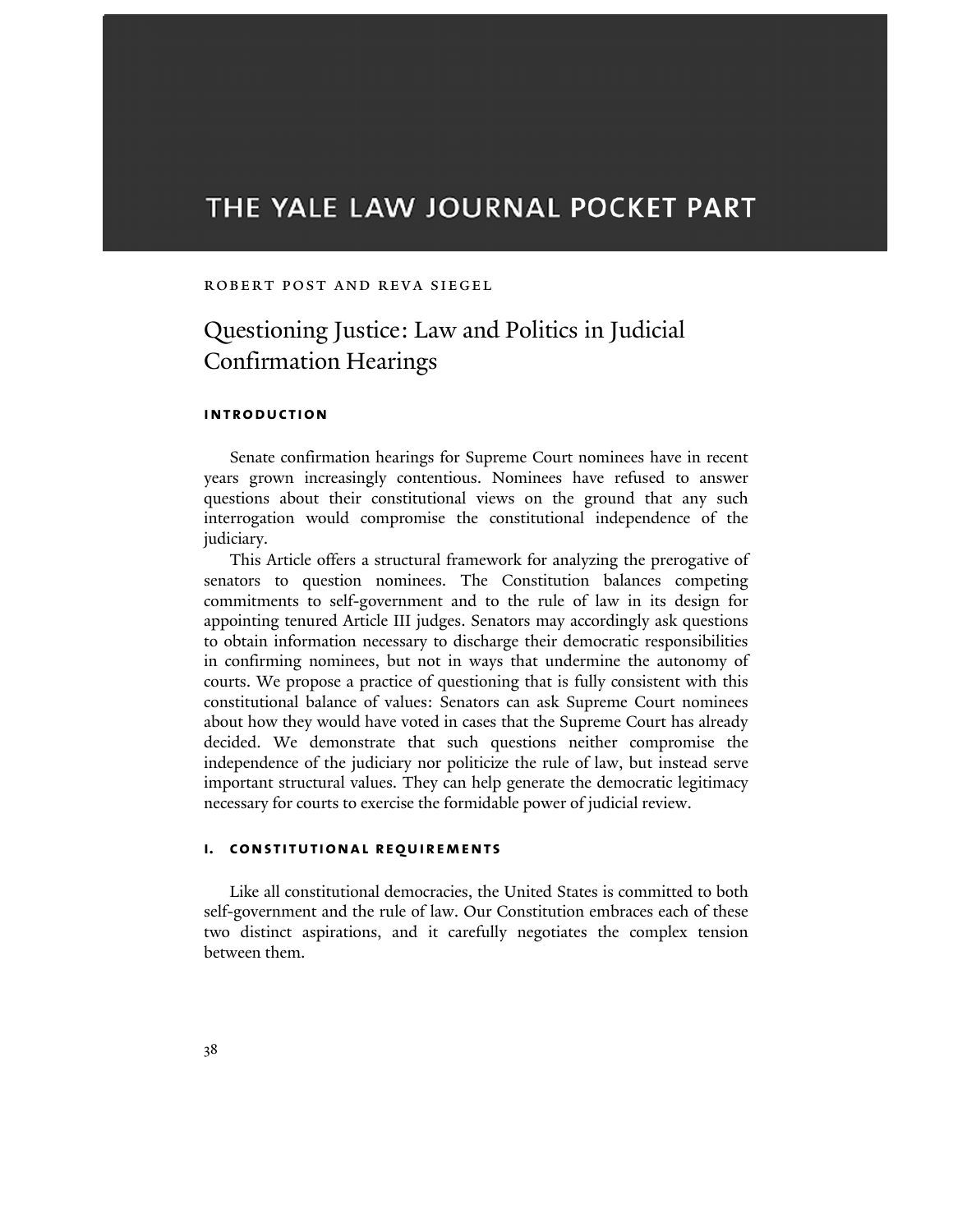# THE YALE LAW JOURNAL POCKET PART

ROBERT POST AND REVA SIEGEL

## Questioning Justice: Law and Politics in Judicial Confirmation Hearings

### INTRODUCTION

Senate confirmation hearings for Supreme Court nominees have in recent years grown increasingly contentious. Nominees have refused to answer questions about their constitutional views on the ground that any such interrogation would compromise the constitutional independence of the judiciary.

This Article offers a structural framework for analyzing the prerogative of senators to question nominees. The Constitution balances competing commitments to self-government and to the rule of law in its design for appointing tenured Article III judges. Senators may accordingly ask questions to obtain information necessary to discharge their democratic responsibilities in confirming nominees, but not in ways that undermine the autonomy of courts. We propose a practice of questioning that is fully consistent with this constitutional balance of values: Senators can ask Supreme Court nominees about how they would have voted in cases that the Supreme Court has already decided. We demonstrate that such questions neither compromise the independence of the judiciary nor politicize the rule of law, but instead serve important structural values. They can help generate the democratic legitimacy necessary for courts to exercise the formidable power of judicial review.

### I. CONSTITUTIONAL REQUIREMENTS

Like all constitutional democracies, the United States is committed to both self-government and the rule of law. Our Constitution embraces each of these two distinct aspirations, and it carefully negotiates the complex tension between them.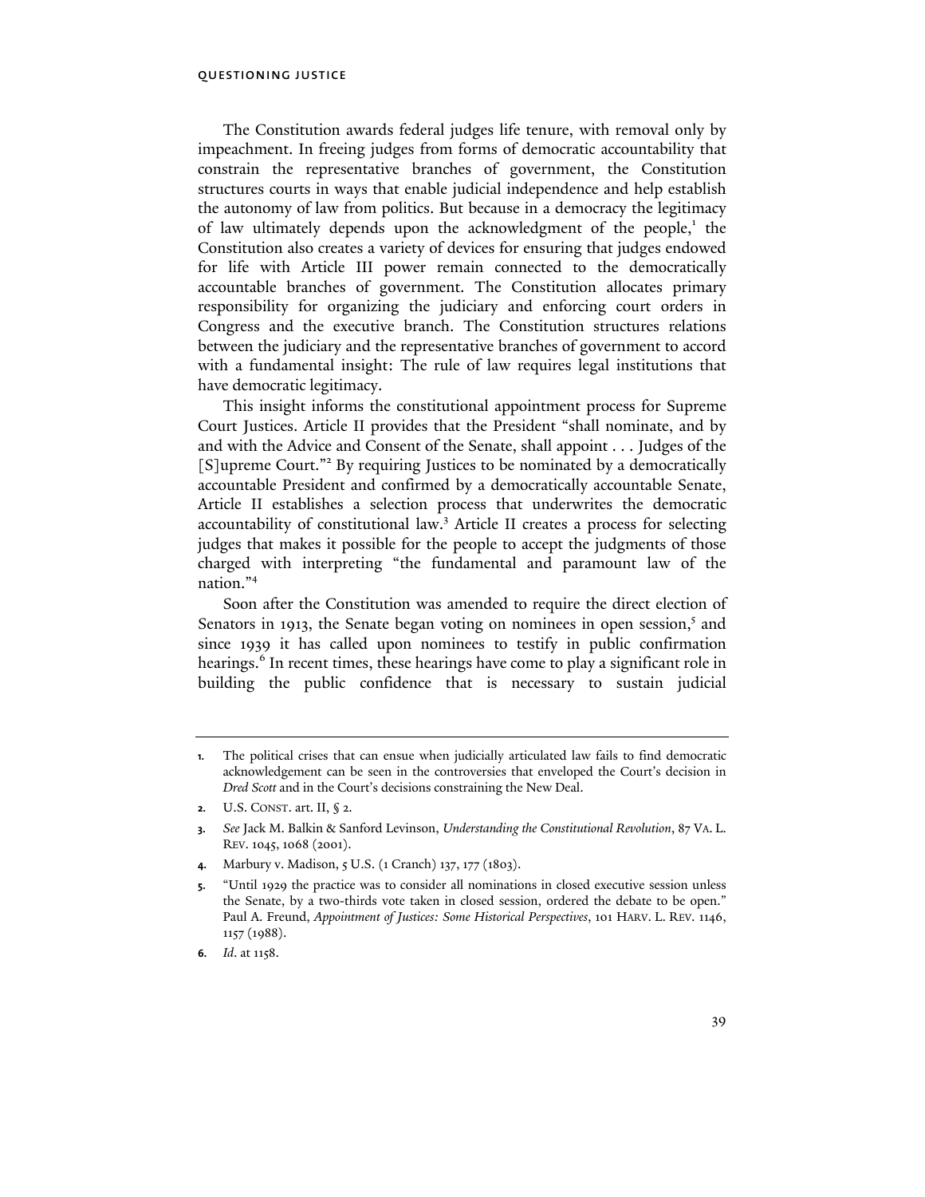The Constitution awards federal judges life tenure, with removal only by impeachment. In freeing judges from forms of democratic accountability that constrain the representative branches of government, the Constitution structures courts in ways that enable judicial independence and help establish the autonomy of law from politics. But because in a democracy the legitimacy of law ultimately depends upon the acknowledgment of the people,[1] the Constitution also creates a variety of devices for ensuring that judges endowed for life with Article III power remain connected to the democratically accountable branches of government. The Constitution allocates primary responsibility for organizing the judiciary and enforcing court orders in Congress and the executive branch. The Constitution structures relations between the judiciary and the representative branches of government to accord with a fundamental insight: The rule of law requires legal institutions that have democratic legitimacy.

This insight informs the constitutional appointment process for Supreme Court Justices. Article II provides that the President "shall nominate, and by and with the Advice and Consent of the Senate, shall appoint . . . Judges of the [S]upreme Court."[2] By requiring Justices to be nominated by a democratically accountable President and confirmed by a democratically accountable Senate, Article II establishes a selection process that underwrites the democratic accountability of constitutional law.[3] Article II creates a process for selecting judges that makes it possible for the people to accept the judgments of those charged with interpreting "the fundamental and paramount law of the nation."[4]

Soon after the Constitution was amended to require the direct election of Senators in 1913, the Senate began voting on nominees in open session,[5] and since 1939 it has called upon nominees to testify in public confirmation hearings.[6] In recent times, these hearings have come to play a significant role in building the public confidence that is necessary to sustain judicial

---

1. The political crises that can ensue when judicially articulated law fails to find democratic acknowledgement can be seen in the controversies that enveloped the Court's decision in *Dred Scott* and in the Court's decisions constraining the New Deal.
2. U.S. CONST. art. II, § 2.
3. *See* Jack M. Balkin & Sanford Levinson, *Understanding the Constitutional Revolution*, 87 VA. L. REV. 1045, 1068 (2001).
4. Marbury v. Madison, 5 U.S. (1 Cranch) 137, 177 (1803).
5. "Until 1929 the practice was to consider all nominations in closed executive session unless the Senate, by a two-thirds vote taken in closed session, ordered the debate to be open." Paul A. Freund, *Appointment of Justices: Some Historical Perspectives*, 101 HARV. L. REV. 1146, 1157 (1988).
6. *Id*. at 1158.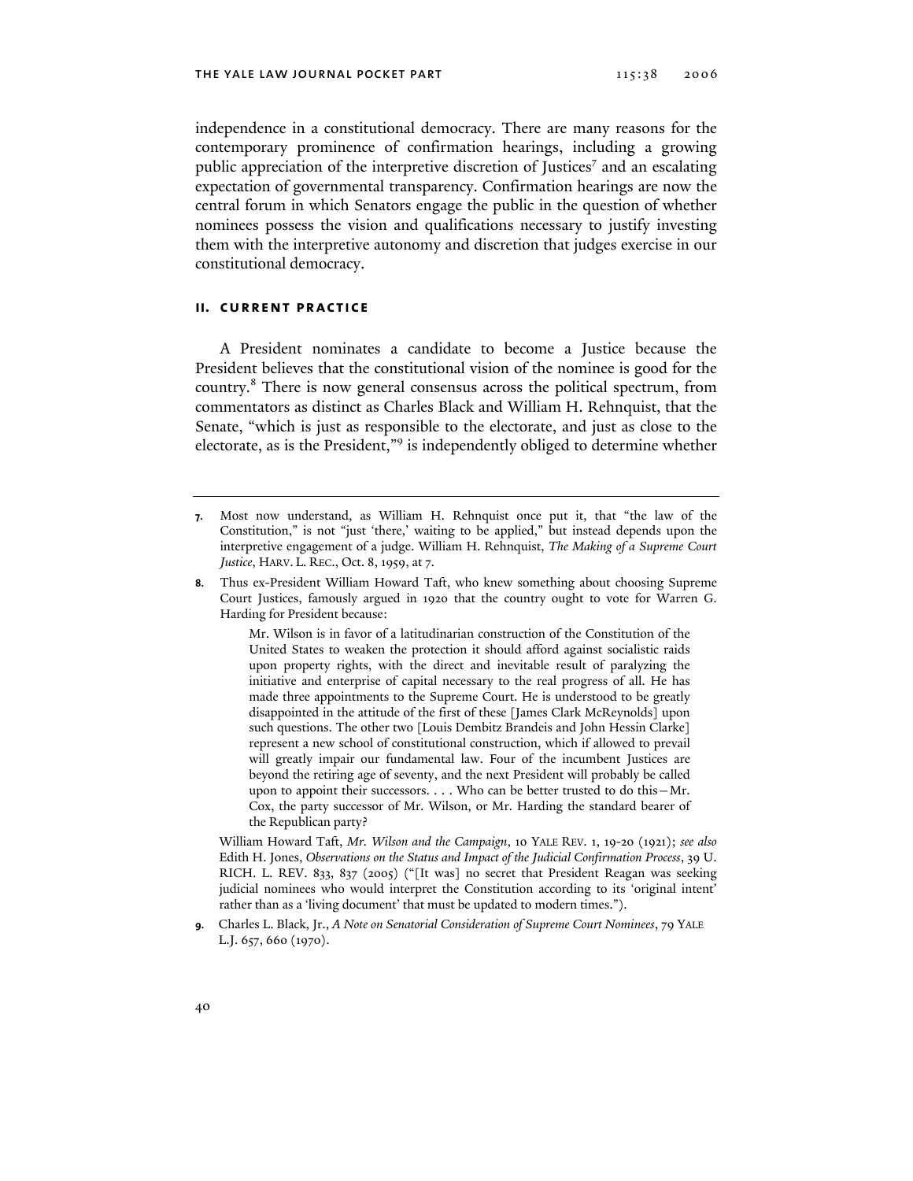independence in a constitutional democracy. There are many reasons for the contemporary prominence of confirmation hearings, including a growing public appreciation of the interpretive discretion of Justices[7] and an escalating expectation of governmental transparency. Confirmation hearings are now the central forum in which Senators engage the public in the question of whether nominees possess the vision and qualifications necessary to justify investing them with the interpretive autonomy and discretion that judges exercise in our constitutional democracy.

## II. CURRENT PRACTICE

A President nominates a candidate to become a Justice because the President believes that the constitutional vision of the nominee is good for the country.[8] There is now general consensus across the political spectrum, from commentators as distinct as Charles Black and William H. Rehnquist, that the Senate, "which is just as responsible to the electorate, and just as close to the electorate, as is the President,"[9] is independently obliged to determine whether

---

**7.** Most now understand, as William H. Rehnquist once put it, that "the law of the Constitution," is not "just 'there,' waiting to be applied," but instead depends upon the interpretive engagement of a judge. William H. Rehnquist, *The Making of a Supreme Court Justice*, HARV. L. REC., Oct. 8, 1959, at 7.

**8.** Thus ex-President William Howard Taft, who knew something about choosing Supreme Court Justices, famously argued in 1920 that the country ought to vote for Warren G. Harding for President because:

> Mr. Wilson is in favor of a latitudinarian construction of the Constitution of the United States to weaken the protection it should afford against socialistic raids upon property rights, with the direct and inevitable result of paralyzing the initiative and enterprise of capital necessary to the real progress of all. He has made three appointments to the Supreme Court. He is understood to be greatly disappointed in the attitude of the first of these [James Clark McReynolds] upon such questions. The other two [Louis Dembitz Brandeis and John Hessin Clarke] represent a new school of constitutional construction, which if allowed to prevail will greatly impair our fundamental law. Four of the incumbent Justices are beyond the retiring age of seventy, and the next President will probably be called upon to appoint their successors. . . . Who can be better trusted to do this—Mr. Cox, the party successor of Mr. Wilson, or Mr. Harding the standard bearer of the Republican party?

William Howard Taft, *Mr. Wilson and the Campaign*, 10 YALE REV. 1, 19-20 (1921); *see also* Edith H. Jones, *Observations on the Status and Impact of the Judicial Confirmation Process*, 39 U. RICH. L. REV. 833, 837 (2005) ("[It was] no secret that President Reagan was seeking judicial nominees who would interpret the Constitution according to its 'original intent' rather than as a 'living document' that must be updated to modern times.").

**9.** Charles L. Black, Jr., *A Note on Senatorial Consideration of Supreme Court Nominees*, 79 YALE L.J. 657, 660 (1970).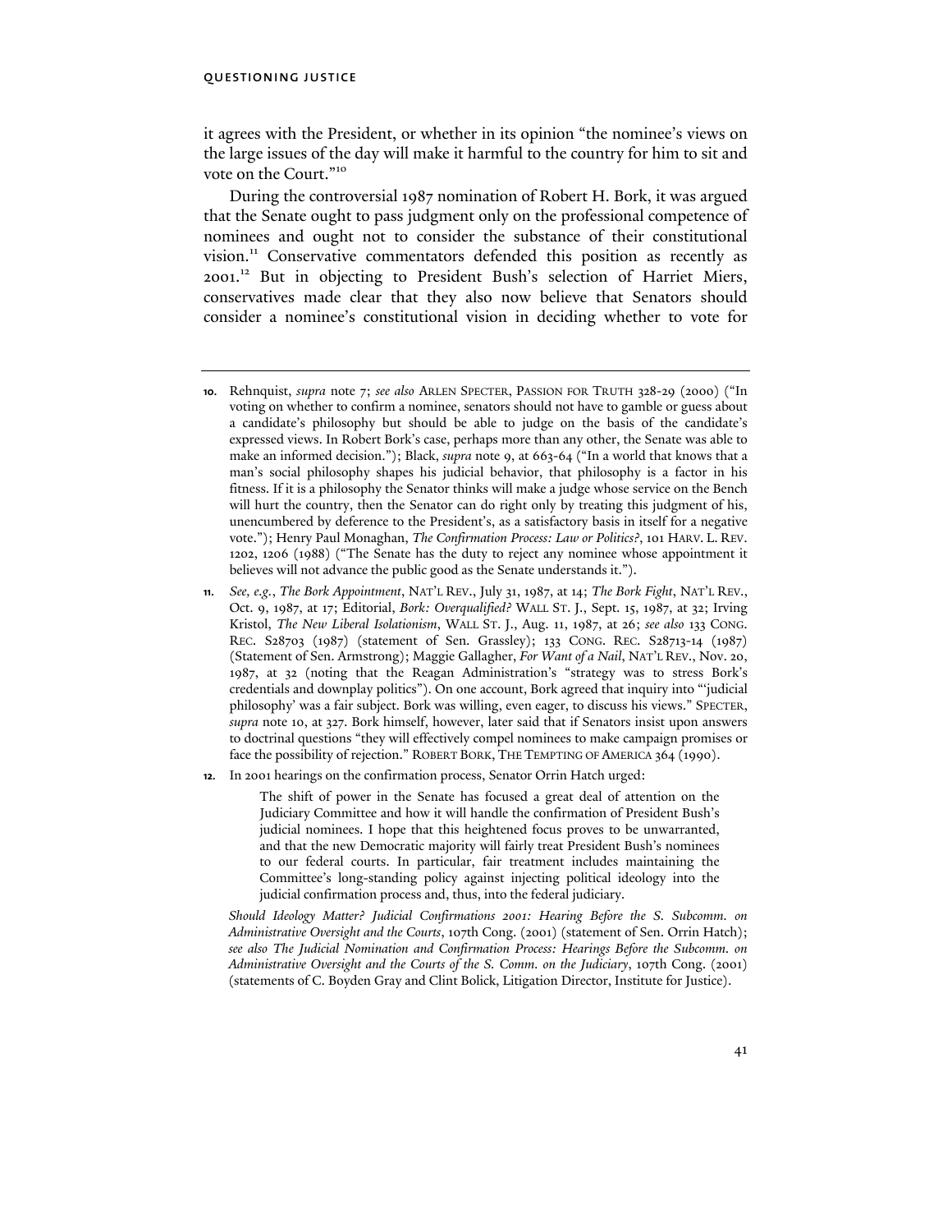it agrees with the President, or whether in its opinion "the nominee's views on the large issues of the day will make it harmful to the country for him to sit and vote on the Court."[10]

During the controversial 1987 nomination of Robert H. Bork, it was argued that the Senate ought to pass judgment only on the professional competence of nominees and ought not to consider the substance of their constitutional vision.[11] Conservative commentators defended this position as recently as 2001.[12] But in objecting to President Bush's selection of Harriet Miers, conservatives made clear that they also now believe that Senators should consider a nominee's constitutional vision in deciding whether to vote for

---

10. Rehnquist, *supra* note 7; *see also* ARLEN SPECTER, PASSION FOR TRUTH 328-29 (2000) ("In voting on whether to confirm a nominee, senators should not have to gamble or guess about a candidate's philosophy but should be able to judge on the basis of the candidate's expressed views. In Robert Bork's case, perhaps more than any other, the Senate was able to make an informed decision."); Black, *supra* note 9, at 663-64 ("In a world that knows that a man's social philosophy shapes his judicial behavior, that philosophy is a factor in his fitness. If it is a philosophy the Senator thinks will make a judge whose service on the Bench will hurt the country, then the Senator can do right only by treating this judgment of his, unencumbered by deference to the President's, as a satisfactory basis in itself for a negative vote."); Henry Paul Monaghan, *The Confirmation Process: Law or Politics?*, 101 HARV. L. REV. 1202, 1206 (1988) ("The Senate has the duty to reject any nominee whose appointment it believes will not advance the public good as the Senate understands it.").

11. *See, e.g.*, *The Bork Appointment*, NAT'L REV., July 31, 1987, at 14; *The Bork Fight*, NAT'L REV., Oct. 9, 1987, at 17; Editorial, *Bork: Overqualified?* WALL ST. J., Sept. 15, 1987, at 32; Irving Kristol, *The New Liberal Isolationism*, WALL ST. J., Aug. 11, 1987, at 26; *see also* 133 CONG. REC. S28703 (1987) (statement of Sen. Grassley); 133 CONG. REC. S28713-14 (1987) (Statement of Sen. Armstrong); Maggie Gallagher, *For Want of a Nail*, NAT'L REV., Nov. 20, 1987, at 32 (noting that the Reagan Administration's "strategy was to stress Bork's credentials and downplay politics"). On one account, Bork agreed that inquiry into "'judicial philosophy' was a fair subject. Bork was willing, even eager, to discuss his views." SPECTER, *supra* note 10, at 327. Bork himself, however, later said that if Senators insist upon answers to doctrinal questions "they will effectively compel nominees to make campaign promises or face the possibility of rejection." ROBERT BORK, THE TEMPTING OF AMERICA 364 (1990).

12. In 2001 hearings on the confirmation process, Senator Orrin Hatch urged:

> The shift of power in the Senate has focused a great deal of attention on the Judiciary Committee and how it will handle the confirmation of President Bush's judicial nominees. I hope that this heightened focus proves to be unwarranted, and that the new Democratic majority will fairly treat President Bush's nominees to our federal courts. In particular, fair treatment includes maintaining the Committee's long-standing policy against injecting political ideology into the judicial confirmation process and, thus, into the federal judiciary.

*Should Ideology Matter? Judicial Confirmations 2001: Hearing Before the S. Subcomm. on Administrative Oversight and the Courts*, 107th Cong. (2001) (statement of Sen. Orrin Hatch); *see also The Judicial Nomination and Confirmation Process: Hearings Before the Subcomm. on Administrative Oversight and the Courts of the S. Comm. on the Judiciary*, 107th Cong. (2001) (statements of C. Boyden Gray and Clint Bolick, Litigation Director, Institute for Justice).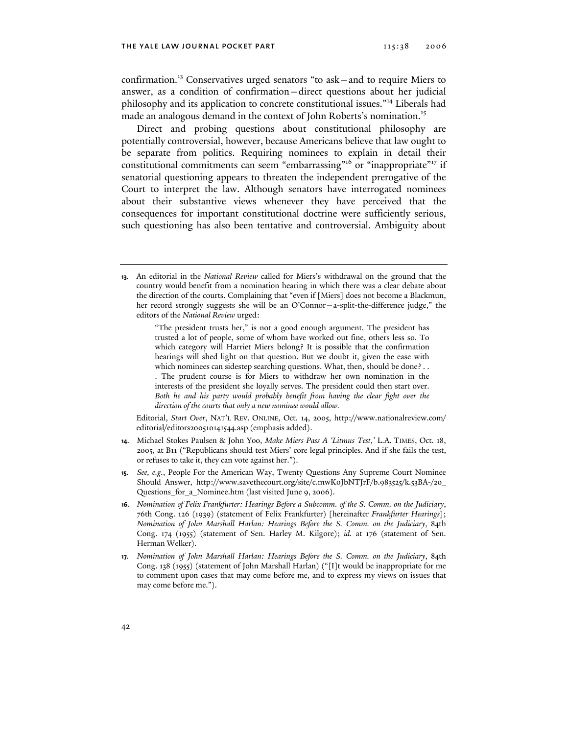confirmation.[13] Conservatives urged senators "to ask—and to require Miers to answer, as a condition of confirmation—direct questions about her judicial philosophy and its application to concrete constitutional issues."[14] Liberals had made an analogous demand in the context of John Roberts's nomination.[15]

Direct and probing questions about constitutional philosophy are potentially controversial, however, because Americans believe that law ought to be separate from politics. Requiring nominees to explain in detail their constitutional commitments can seem "embarrassing"[16] or "inappropriate"[17] if senatorial questioning appears to threaten the independent prerogative of the Court to interpret the law. Although senators have interrogated nominees about their substantive views whenever they have perceived that the consequences for important constitutional doctrine were sufficiently serious, such questioning has also been tentative and controversial. Ambiguity about

---

**13.** An editorial in the *National Review* called for Miers's withdrawal on the ground that the country would benefit from a nomination hearing in which there was a clear debate about the direction of the courts. Complaining that "even if [Miers] does not become a Blackmun, her record strongly suggests she will be an O'Connor—a-split-the-difference judge," the editors of the *National Review* urged:

> "The president trusts her," is not a good enough argument. The president has trusted a lot of people, some of whom have worked out fine, others less so. To which category will Harriet Miers belong? It is possible that the confirmation hearings will shed light on that question. But we doubt it, given the ease with which nominees can sidestep searching questions. What, then, should be done? . . . The prudent course is for Miers to withdraw her own nomination in the interests of the president she loyally serves. The president could then start over. *Both he and his party would probably benefit from having the clear fight over the direction of the courts that only a new nominee would allow.*

Editorial, *Start Over*, NAT'L REV. ONLINE, Oct. 14, 2005, http://www.nationalreview.com/editorial/editors200510141544.asp (emphasis added).

**14.** Michael Stokes Paulsen & John Yoo, *Make Miers Pass A 'Litmus Test*,*'* L.A. TIMES, Oct. 18, 2005, at B11 ("Republicans should test Miers' core legal principles. And if she fails the test, or refuses to take it, they can vote against her.").

**15.** *See, e.g.*, People For the American Way, Twenty Questions Any Supreme Court Nominee Should Answer, http://www.savethecourt.org/site/c.mwKoJbNTJrF/b.983525/k.53BA-/20_Questions_for_a_Nominee.htm (last visited June 9, 2006).

**16.** *Nomination of Felix Frankfurter: Hearings Before a Subcomm. of the S. Comm. on the Judiciary*, 76th Cong. 126 (1939) (statement of Felix Frankfurter) [hereinafter *Frankfurter Hearings*]; *Nomination of John Marshall Harlan: Hearings Before the S. Comm. on the Judiciary*, 84th Cong. 174 (1955) (statement of Sen. Harley M. Kilgore); *id.* at 176 (statement of Sen. Herman Welker).

**17.** *Nomination of John Marshall Harlan: Hearings Before the S. Comm. on the Judiciary*, 84th Cong. 138 (1955) (statement of John Marshall Harlan) ("[I]t would be inappropriate for me to comment upon cases that may come before me, and to express my views on issues that may come before me.").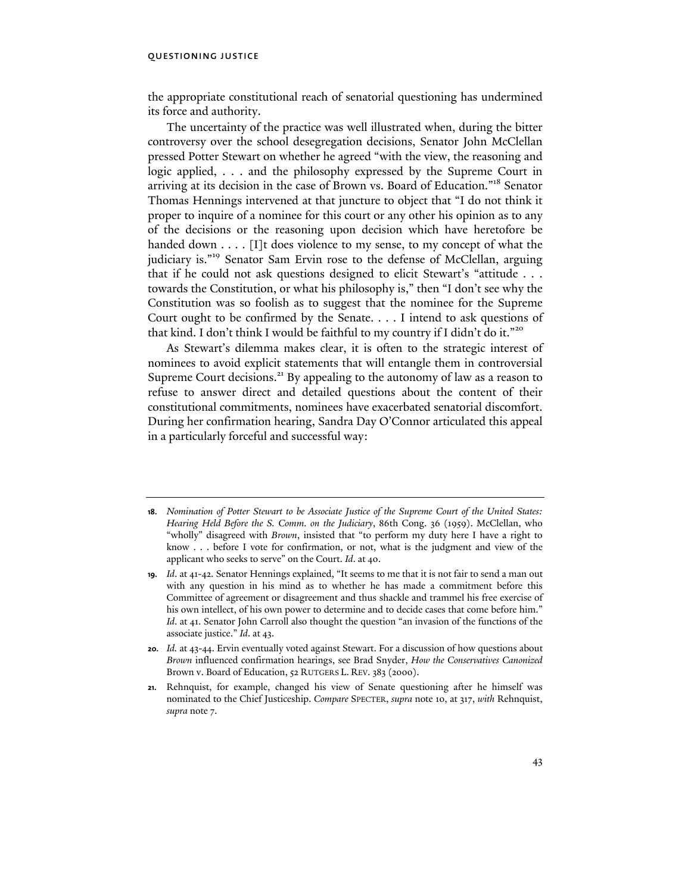the appropriate constitutional reach of senatorial questioning has undermined its force and authority.

The uncertainty of the practice was well illustrated when, during the bitter controversy over the school desegregation decisions, Senator John McClellan pressed Potter Stewart on whether he agreed "with the view, the reasoning and logic applied, . . . and the philosophy expressed by the Supreme Court in arriving at its decision in the case of Brown vs. Board of Education."[18] Senator Thomas Hennings intervened at that juncture to object that "I do not think it proper to inquire of a nominee for this court or any other his opinion as to any of the decisions or the reasoning upon decision which have heretofore be handed down . . . . [I]t does violence to my sense, to my concept of what the judiciary is."[19] Senator Sam Ervin rose to the defense of McClellan, arguing that if he could not ask questions designed to elicit Stewart's "attitude . . . towards the Constitution, or what his philosophy is," then "I don't see why the Constitution was so foolish as to suggest that the nominee for the Supreme Court ought to be confirmed by the Senate. . . . I intend to ask questions of that kind. I don't think I would be faithful to my country if I didn't do it."[20]

As Stewart's dilemma makes clear, it is often to the strategic interest of nominees to avoid explicit statements that will entangle them in controversial Supreme Court decisions.[21] By appealing to the autonomy of law as a reason to refuse to answer direct and detailed questions about the content of their constitutional commitments, nominees have exacerbated senatorial discomfort. During her confirmation hearing, Sandra Day O'Connor articulated this appeal in a particularly forceful and successful way:

---

18. *Nomination of Potter Stewart to be Associate Justice of the Supreme Court of the United States: Hearing Held Before the S. Comm. on the Judiciary*, 86th Cong. 36 (1959). McClellan, who "wholly" disagreed with *Brown*, insisted that "to perform my duty here I have a right to know . . . before I vote for confirmation, or not, what is the judgment and view of the applicant who seeks to serve" on the Court. *Id*. at 40.

19. *Id*. at 41-42. Senator Hennings explained, "It seems to me that it is not fair to send a man out with any question in his mind as to whether he has made a commitment before this Committee of agreement or disagreement and thus shackle and trammel his free exercise of his own intellect, of his own power to determine and to decide cases that come before him." *Id*. at 41. Senator John Carroll also thought the question "an invasion of the functions of the associate justice." *Id*. at 43.

20. *Id*. at 43-44. Ervin eventually voted against Stewart. For a discussion of how questions about *Brown* influenced confirmation hearings, see Brad Snyder, *How the Conservatives Canonized* Brown v. Board of Education, 52 RUTGERS L. REV. 383 (2000).

21. Rehnquist, for example, changed his view of Senate questioning after he himself was nominated to the Chief Justiceship. *Compare* SPECTER, *supra* note 10, at 317, *with* Rehnquist, *supra* note 7.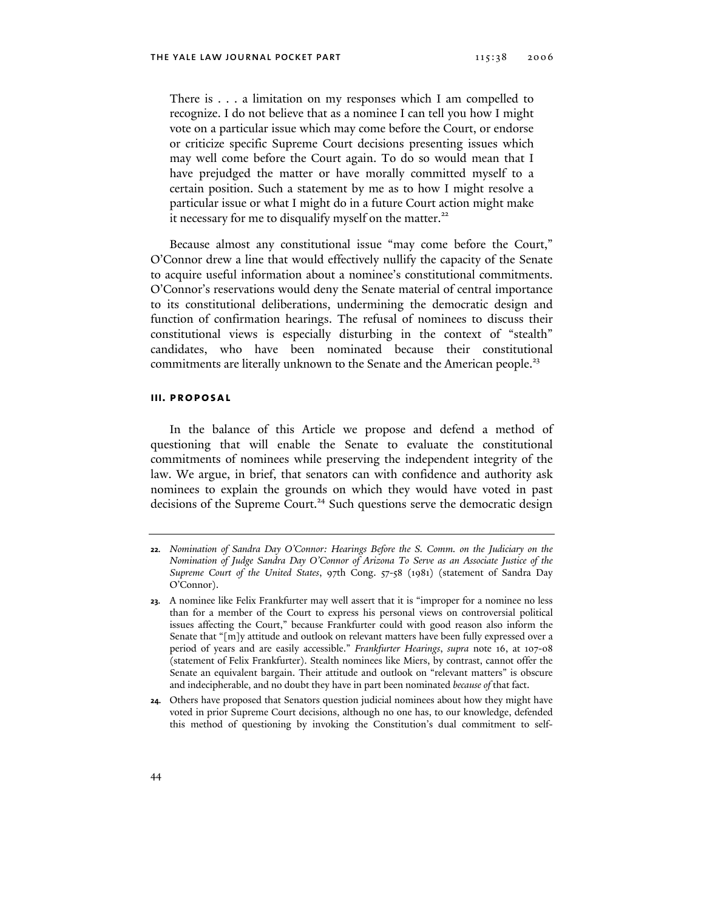> There is . . . a limitation on my responses which I am compelled to recognize. I do not believe that as a nominee I can tell you how I might vote on a particular issue which may come before the Court, or endorse or criticize specific Supreme Court decisions presenting issues which may well come before the Court again. To do so would mean that I have prejudged the matter or have morally committed myself to a certain position. Such a statement by me as to how I might resolve a particular issue or what I might do in a future Court action might make it necessary for me to disqualify myself on the matter.[22]

Because almost any constitutional issue "may come before the Court," O'Connor drew a line that would effectively nullify the capacity of the Senate to acquire useful information about a nominee's constitutional commitments. O'Connor's reservations would deny the Senate material of central importance to its constitutional deliberations, undermining the democratic design and function of confirmation hearings. The refusal of nominees to discuss their constitutional views is especially disturbing in the context of "stealth" candidates, who have been nominated because their constitutional commitments are literally unknown to the Senate and the American people.[23]

## III. PROPOSAL

In the balance of this Article we propose and defend a method of questioning that will enable the Senate to evaluate the constitutional commitments of nominees while preserving the independent integrity of the law. We argue, in brief, that senators can with confidence and authority ask nominees to explain the grounds on which they would have voted in past decisions of the Supreme Court.[24] Such questions serve the democratic design

---

22. *Nomination of Sandra Day O'Connor: Hearings Before the S. Comm. on the Judiciary on the Nomination of Judge Sandra Day O'Connor of Arizona To Serve as an Associate Justice of the Supreme Court of the United States*, 97th Cong. 57-58 (1981) (statement of Sandra Day O'Connor).

23. A nominee like Felix Frankfurter may well assert that it is "improper for a nominee no less than for a member of the Court to express his personal views on controversial political issues affecting the Court," because Frankfurter could with good reason also inform the Senate that "[m]y attitude and outlook on relevant matters have been fully expressed over a period of years and are easily accessible." *Frankfurter Hearings*, *supra* note 16, at 107-08 (statement of Felix Frankfurter). Stealth nominees like Miers, by contrast, cannot offer the Senate an equivalent bargain. Their attitude and outlook on "relevant matters" is obscure and indecipherable, and no doubt they have in part been nominated *because of* that fact.

24. Others have proposed that Senators question judicial nominees about how they might have voted in prior Supreme Court decisions, although no one has, to our knowledge, defended this method of questioning by invoking the Constitution's dual commitment to self-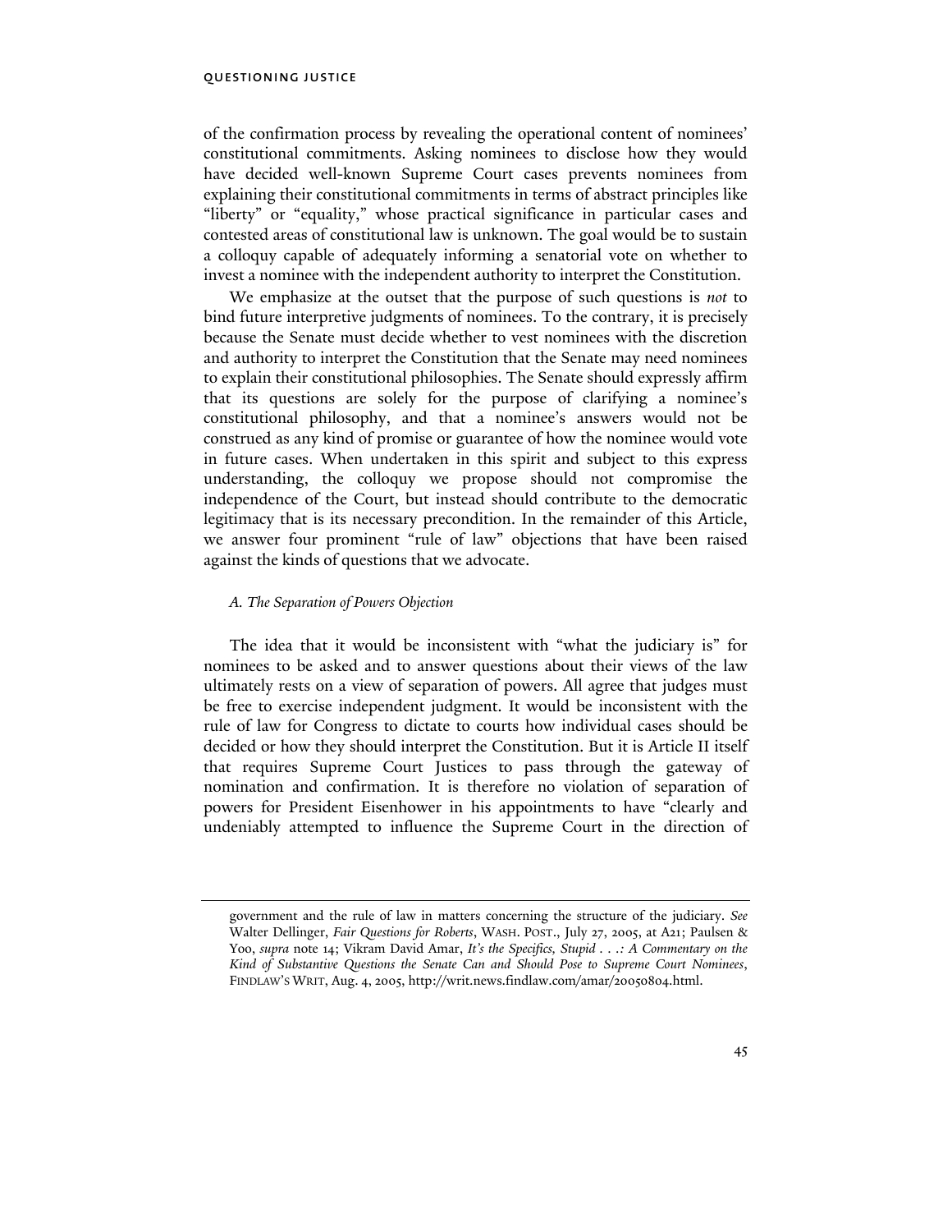of the confirmation process by revealing the operational content of nominees' constitutional commitments. Asking nominees to disclose how they would have decided well-known Supreme Court cases prevents nominees from explaining their constitutional commitments in terms of abstract principles like "liberty" or "equality," whose practical significance in particular cases and contested areas of constitutional law is unknown. The goal would be to sustain a colloquy capable of adequately informing a senatorial vote on whether to invest a nominee with the independent authority to interpret the Constitution.

We emphasize at the outset that the purpose of such questions is *not* to bind future interpretive judgments of nominees. To the contrary, it is precisely because the Senate must decide whether to vest nominees with the discretion and authority to interpret the Constitution that the Senate may need nominees to explain their constitutional philosophies. The Senate should expressly affirm that its questions are solely for the purpose of clarifying a nominee's constitutional philosophy, and that a nominee's answers would not be construed as any kind of promise or guarantee of how the nominee would vote in future cases. When undertaken in this spirit and subject to this express understanding, the colloquy we propose should not compromise the independence of the Court, but instead should contribute to the democratic legitimacy that is its necessary precondition. In the remainder of this Article, we answer four prominent "rule of law" objections that have been raised against the kinds of questions that we advocate.

### *A. The Separation of Powers Objection*

The idea that it would be inconsistent with "what the judiciary is" for nominees to be asked and to answer questions about their views of the law ultimately rests on a view of separation of powers. All agree that judges must be free to exercise independent judgment. It would be inconsistent with the rule of law for Congress to dictate to courts how individual cases should be decided or how they should interpret the Constitution. But it is Article II itself that requires Supreme Court Justices to pass through the gateway of nomination and confirmation. It is therefore no violation of separation of powers for President Eisenhower in his appointments to have "clearly and undeniably attempted to influence the Supreme Court in the direction of

government and the rule of law in matters concerning the structure of the judiciary. *See* Walter Dellinger, *Fair Questions for Roberts*, WASH. POST., July 27, 2005, at A21; Paulsen & Yoo, *supra* note 14; Vikram David Amar, *It's the Specifics, Stupid . . .: A Commentary on the Kind of Substantive Questions the Senate Can and Should Pose to Supreme Court Nominees*, FINDLAW'S WRIT, Aug. 4, 2005, http://writ.news.findlaw.com/amar/20050804.html.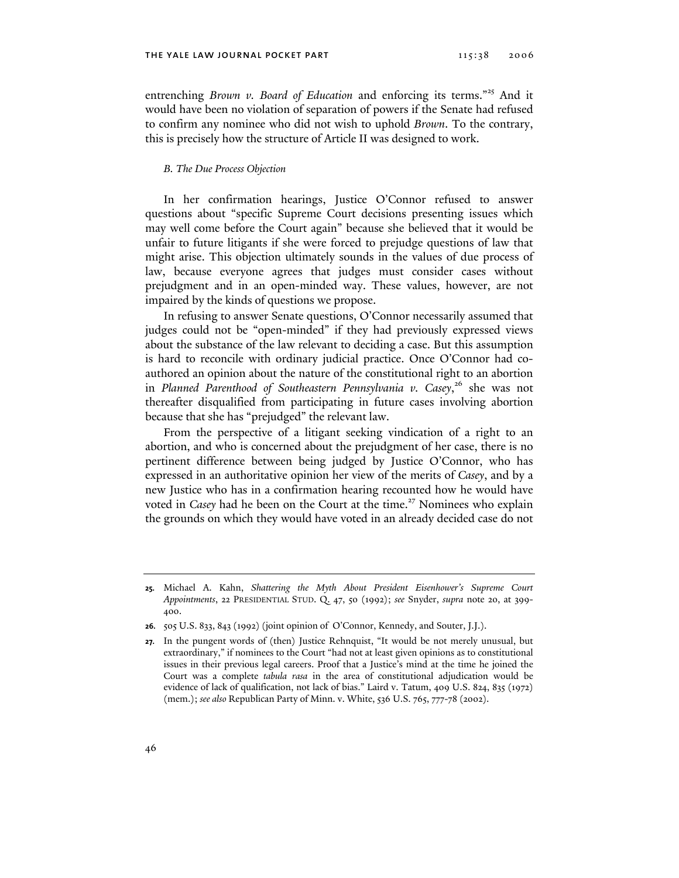entrenching *Brown v. Board of Education* and enforcing its terms."[25] And it would have been no violation of separation of powers if the Senate had refused to confirm any nominee who did not wish to uphold *Brown*. To the contrary, this is precisely how the structure of Article II was designed to work.

### *B. The Due Process Objection*

In her confirmation hearings, Justice O'Connor refused to answer questions about "specific Supreme Court decisions presenting issues which may well come before the Court again" because she believed that it would be unfair to future litigants if she were forced to prejudge questions of law that might arise. This objection ultimately sounds in the values of due process of law, because everyone agrees that judges must consider cases without prejudgment and in an open-minded way. These values, however, are not impaired by the kinds of questions we propose.

In refusing to answer Senate questions, O'Connor necessarily assumed that judges could not be "open-minded" if they had previously expressed views about the substance of the law relevant to deciding a case. But this assumption is hard to reconcile with ordinary judicial practice. Once O'Connor had co-authored an opinion about the nature of the constitutional right to an abortion in *Planned Parenthood of Southeastern Pennsylvania v. Casey*,[26] she was not thereafter disqualified from participating in future cases involving abortion because that she has "prejudged" the relevant law.

From the perspective of a litigant seeking vindication of a right to an abortion, and who is concerned about the prejudgment of her case, there is no pertinent difference between being judged by Justice O'Connor, who has expressed in an authoritative opinion her view of the merits of *Casey*, and by a new Justice who has in a confirmation hearing recounted how he would have voted in *Casey* had he been on the Court at the time.[27] Nominees who explain the grounds on which they would have voted in an already decided case do not

---

**25.** Michael A. Kahn, *Shattering the Myth About President Eisenhower's Supreme Court Appointments*, 22 PRESIDENTIAL STUD. Q. 47, 50 (1992); *see* Snyder, *supra* note 20, at 399-400.

**26.** 505 U.S. 833, 843 (1992) (joint opinion of O'Connor, Kennedy, and Souter, J.J.).

**27.** In the pungent words of (then) Justice Rehnquist, "It would be not merely unusual, but extraordinary," if nominees to the Court "had not at least given opinions as to constitutional issues in their previous legal careers. Proof that a Justice's mind at the time he joined the Court was a complete *tabula rasa* in the area of constitutional adjudication would be evidence of lack of qualification, not lack of bias." Laird v. Tatum, 409 U.S. 824, 835 (1972) (mem.); *see also* Republican Party of Minn. v. White, 536 U.S. 765, 777-78 (2002).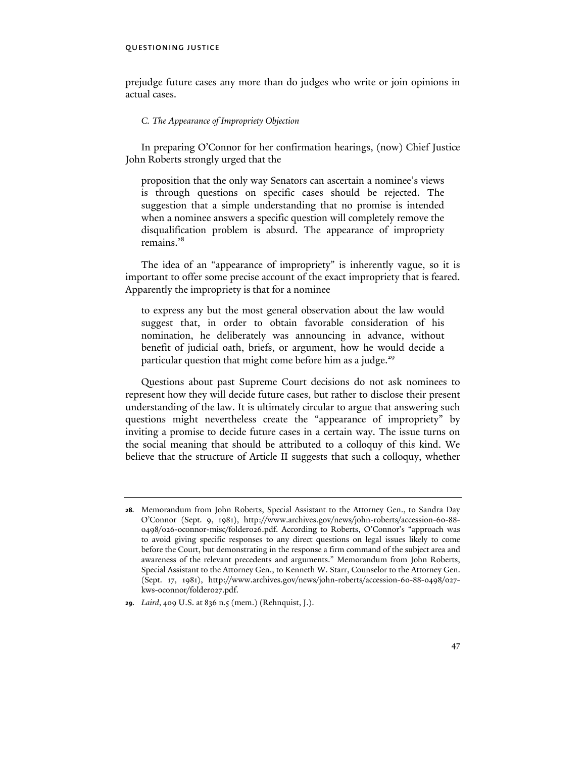prejudge future cases any more than do judges who write or join opinions in actual cases.

### *C. The Appearance of Impropriety Objection*

In preparing O'Connor for her confirmation hearings, (now) Chief Justice John Roberts strongly urged that the

> proposition that the only way Senators can ascertain a nominee's views is through questions on specific cases should be rejected. The suggestion that a simple understanding that no promise is intended when a nominee answers a specific question will completely remove the disqualification problem is absurd. The appearance of impropriety remains.[28]

The idea of an "appearance of impropriety" is inherently vague, so it is important to offer some precise account of the exact impropriety that is feared. Apparently the impropriety is that for a nominee

> to express any but the most general observation about the law would suggest that, in order to obtain favorable consideration of his nomination, he deliberately was announcing in advance, without benefit of judicial oath, briefs, or argument, how he would decide a particular question that might come before him as a judge.[29]

Questions about past Supreme Court decisions do not ask nominees to represent how they will decide future cases, but rather to disclose their present understanding of the law. It is ultimately circular to argue that answering such questions might nevertheless create the "appearance of impropriety" by inviting a promise to decide future cases in a certain way. The issue turns on the social meaning that should be attributed to a colloquy of this kind. We believe that the structure of Article II suggests that such a colloquy, whether

---

**28.** Memorandum from John Roberts, Special Assistant to the Attorney Gen., to Sandra Day O'Connor (Sept. 9, 1981), http://www.archives.gov/news/john-roberts/accession-60-88-0498/026-oconnor-misc/folder026.pdf. According to Roberts, O'Connor's "approach was to avoid giving specific responses to any direct questions on legal issues likely to come before the Court, but demonstrating in the response a firm command of the subject area and awareness of the relevant precedents and arguments." Memorandum from John Roberts, Special Assistant to the Attorney Gen., to Kenneth W. Starr, Counselor to the Attorney Gen. (Sept. 17, 1981), http://www.archives.gov/news/john-roberts/accession-60-88-0498/027-kws-oconnor/folder027.pdf.

**29.** *Laird*, 409 U.S. at 836 n.5 (mem.) (Rehnquist, J.).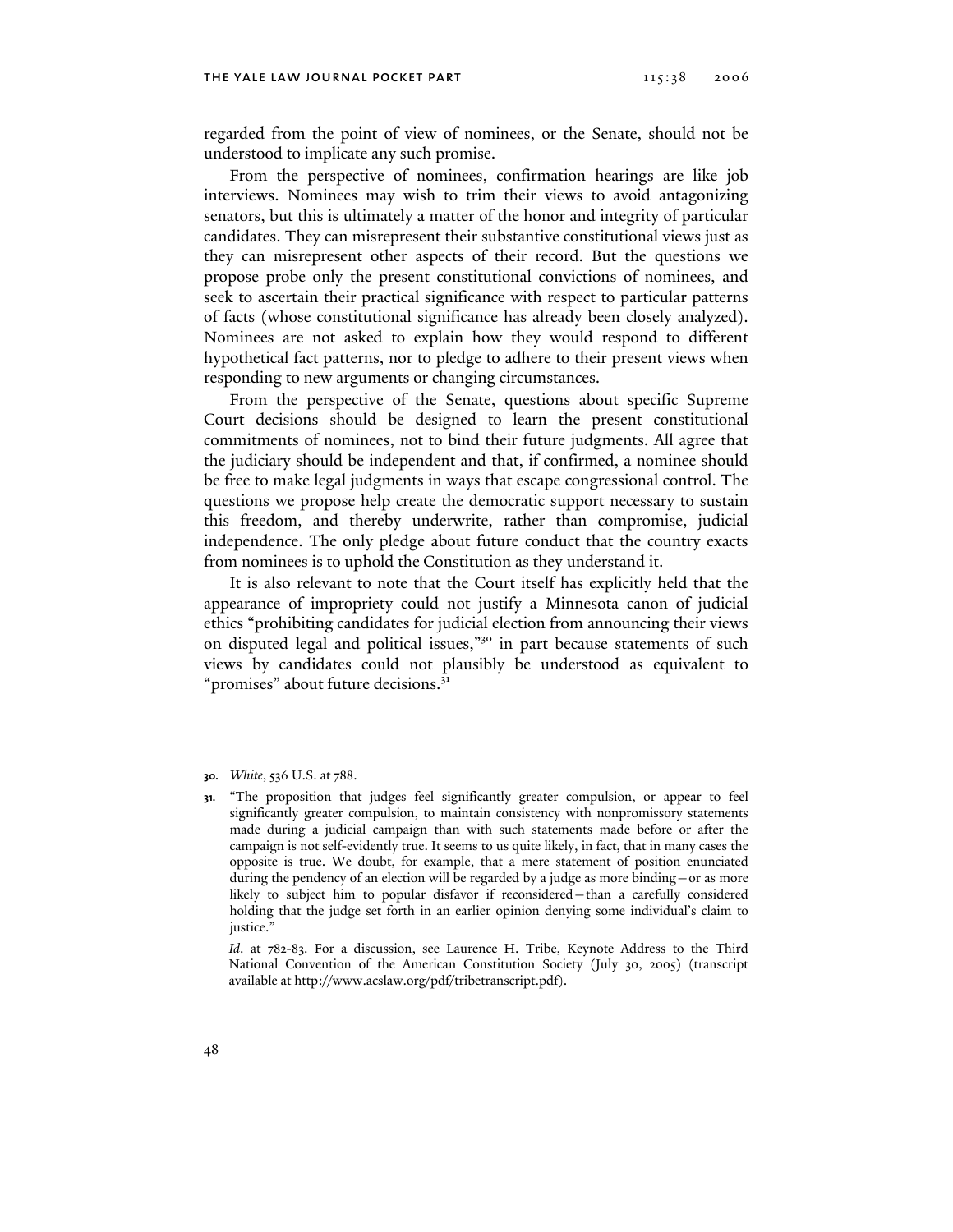regarded from the point of view of nominees, or the Senate, should not be understood to implicate any such promise.

From the perspective of nominees, confirmation hearings are like job interviews. Nominees may wish to trim their views to avoid antagonizing senators, but this is ultimately a matter of the honor and integrity of particular candidates. They can misrepresent their substantive constitutional views just as they can misrepresent other aspects of their record. But the questions we propose probe only the present constitutional convictions of nominees, and seek to ascertain their practical significance with respect to particular patterns of facts (whose constitutional significance has already been closely analyzed). Nominees are not asked to explain how they would respond to different hypothetical fact patterns, nor to pledge to adhere to their present views when responding to new arguments or changing circumstances.

From the perspective of the Senate, questions about specific Supreme Court decisions should be designed to learn the present constitutional commitments of nominees, not to bind their future judgments. All agree that the judiciary should be independent and that, if confirmed, a nominee should be free to make legal judgments in ways that escape congressional control. The questions we propose help create the democratic support necessary to sustain this freedom, and thereby underwrite, rather than compromise, judicial independence. The only pledge about future conduct that the country exacts from nominees is to uphold the Constitution as they understand it.

It is also relevant to note that the Court itself has explicitly held that the appearance of impropriety could not justify a Minnesota canon of judicial ethics "prohibiting candidates for judicial election from announcing their views on disputed legal and political issues,"[30] in part because statements of such views by candidates could not plausibly be understood as equivalent to "promises" about future decisions.[31]

---

**30.** *White*, 536 U.S. at 788.

**31.** "The proposition that judges feel significantly greater compulsion, or appear to feel significantly greater compulsion, to maintain consistency with nonpromissory statements made during a judicial campaign than with such statements made before or after the campaign is not self-evidently true. It seems to us quite likely, in fact, that in many cases the opposite is true. We doubt, for example, that a mere statement of position enunciated during the pendency of an election will be regarded by a judge as more binding—or as more likely to subject him to popular disfavor if reconsidered—than a carefully considered holding that the judge set forth in an earlier opinion denying some individual's claim to justice."

*Id.* at 782-83. For a discussion, see Laurence H. Tribe, Keynote Address to the Third National Convention of the American Constitution Society (July 30, 2005) (transcript available at http://www.acslaw.org/pdf/tribetranscript.pdf).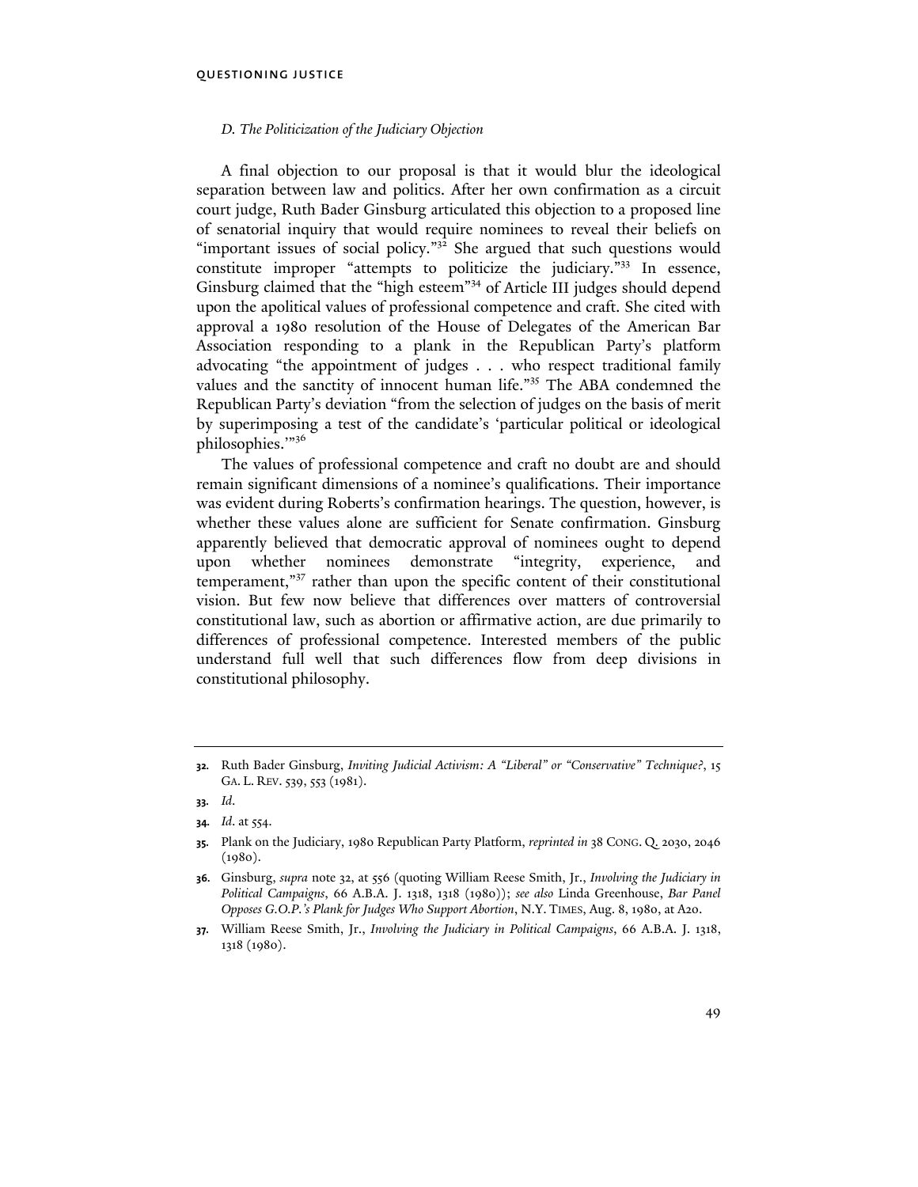### *D. The Politicization of the Judiciary Objection*

A final objection to our proposal is that it would blur the ideological separation between law and politics. After her own confirmation as a circuit court judge, Ruth Bader Ginsburg articulated this objection to a proposed line of senatorial inquiry that would require nominees to reveal their beliefs on "important issues of social policy."[32] She argued that such questions would constitute improper "attempts to politicize the judiciary."[33] In essence, Ginsburg claimed that the "high esteem"[34] of Article III judges should depend upon the apolitical values of professional competence and craft. She cited with approval a 1980 resolution of the House of Delegates of the American Bar Association responding to a plank in the Republican Party's platform advocating "the appointment of judges . . . who respect traditional family values and the sanctity of innocent human life."[35] The ABA condemned the Republican Party's deviation "from the selection of judges on the basis of merit by superimposing a test of the candidate's 'particular political or ideological philosophies.'"[36]

The values of professional competence and craft no doubt are and should remain significant dimensions of a nominee's qualifications. Their importance was evident during Roberts's confirmation hearings. The question, however, is whether these values alone are sufficient for Senate confirmation. Ginsburg apparently believed that democratic approval of nominees ought to depend upon whether nominees demonstrate "integrity, experience, and temperament,"[37] rather than upon the specific content of their constitutional vision. But few now believe that differences over matters of controversial constitutional law, such as abortion or affirmative action, are due primarily to differences of professional competence. Interested members of the public understand full well that such differences flow from deep divisions in constitutional philosophy.

---

**32.** Ruth Bader Ginsburg, *Inviting Judicial Activism: A "Liberal" or "Conservative" Technique?*, 15 GA. L. REV. 539, 553 (1981).

**33.** *Id.*

**34.** *Id.* at 554.

**35.** Plank on the Judiciary, 1980 Republican Party Platform, *reprinted in* 38 CONG. Q. 2030, 2046 (1980).

**36.** Ginsburg, *supra* note 32, at 556 (quoting William Reese Smith, Jr., *Involving the Judiciary in Political Campaigns*, 66 A.B.A. J. 1318, 1318 (1980)); *see also* Linda Greenhouse, *Bar Panel Opposes G.O.P.'s Plank for Judges Who Support Abortion*, N.Y. TIMES, Aug. 8, 1980, at A20.

**37.** William Reese Smith, Jr., *Involving the Judiciary in Political Campaigns*, 66 A.B.A. J. 1318, 1318 (1980).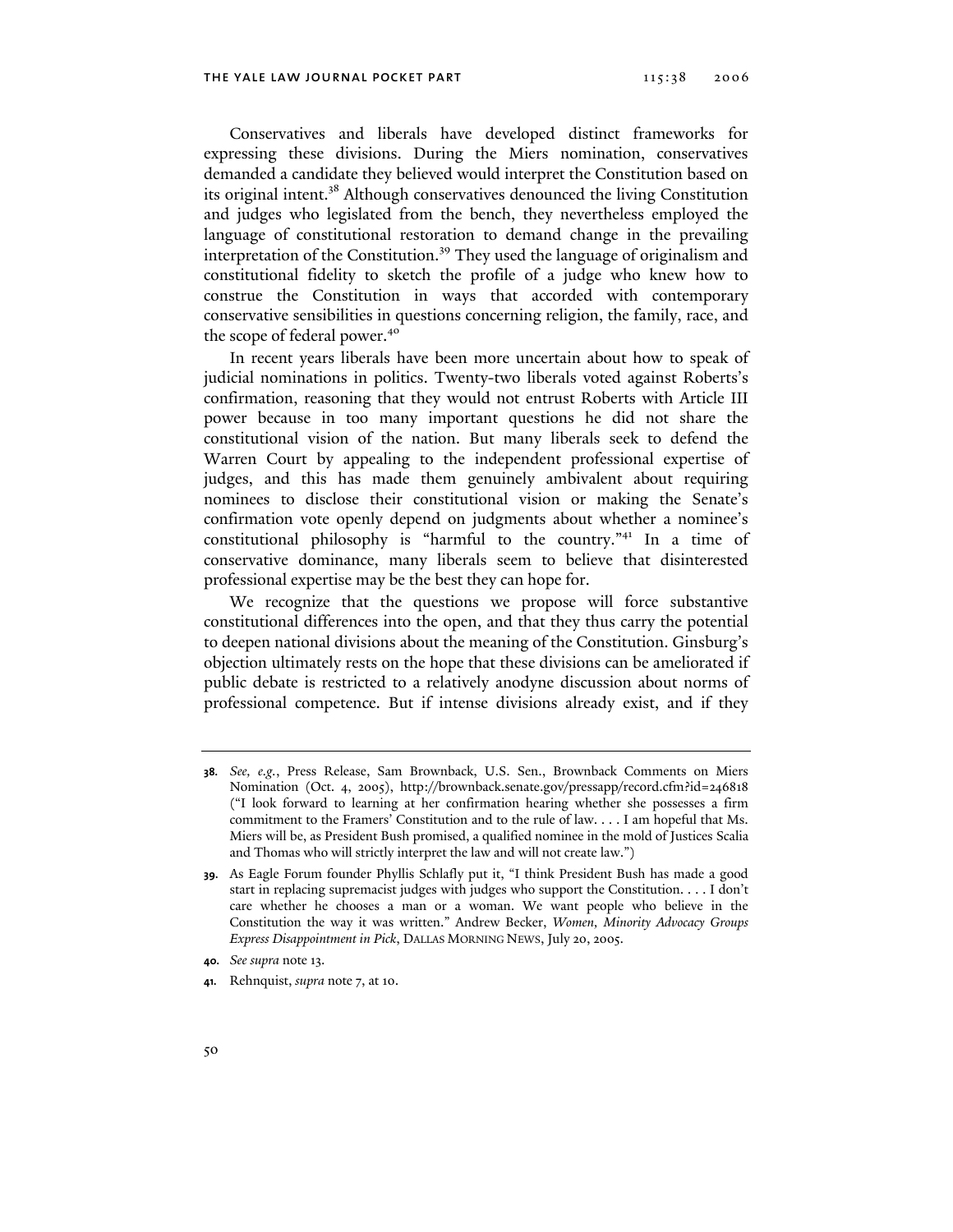Conservatives and liberals have developed distinct frameworks for expressing these divisions. During the Miers nomination, conservatives demanded a candidate they believed would interpret the Constitution based on its original intent.[38] Although conservatives denounced the living Constitution and judges who legislated from the bench, they nevertheless employed the language of constitutional restoration to demand change in the prevailing interpretation of the Constitution.[39] They used the language of originalism and constitutional fidelity to sketch the profile of a judge who knew how to construe the Constitution in ways that accorded with contemporary conservative sensibilities in questions concerning religion, the family, race, and the scope of federal power.[40]

In recent years liberals have been more uncertain about how to speak of judicial nominations in politics. Twenty-two liberals voted against Roberts's confirmation, reasoning that they would not entrust Roberts with Article III power because in too many important questions he did not share the constitutional vision of the nation. But many liberals seek to defend the Warren Court by appealing to the independent professional expertise of judges, and this has made them genuinely ambivalent about requiring nominees to disclose their constitutional vision or making the Senate's confirmation vote openly depend on judgments about whether a nominee's constitutional philosophy is "harmful to the country."[41] In a time of conservative dominance, many liberals seem to believe that disinterested professional expertise may be the best they can hope for.

We recognize that the questions we propose will force substantive constitutional differences into the open, and that they thus carry the potential to deepen national divisions about the meaning of the Constitution. Ginsburg's objection ultimately rests on the hope that these divisions can be ameliorated if public debate is restricted to a relatively anodyne discussion about norms of professional competence. But if intense divisions already exist, and if they

---

**38.** *See, e.g.*, Press Release, Sam Brownback, U.S. Sen., Brownback Comments on Miers Nomination (Oct. 4, 2005), http://brownback.senate.gov/pressapp/record.cfm?id=246818 ("I look forward to learning at her confirmation hearing whether she possesses a firm commitment to the Framers' Constitution and to the rule of law. . . . I am hopeful that Ms. Miers will be, as President Bush promised, a qualified nominee in the mold of Justices Scalia and Thomas who will strictly interpret the law and will not create law.")

**39.** As Eagle Forum founder Phyllis Schlafly put it, "I think President Bush has made a good start in replacing supremacist judges with judges who support the Constitution. . . . I don't care whether he chooses a man or a woman. We want people who believe in the Constitution the way it was written." Andrew Becker, *Women, Minority Advocacy Groups Express Disappointment in Pick*, DALLAS MORNING NEWS, July 20, 2005.

**40.** *See supra* note 13.

**41.** Rehnquist, *supra* note 7, at 10.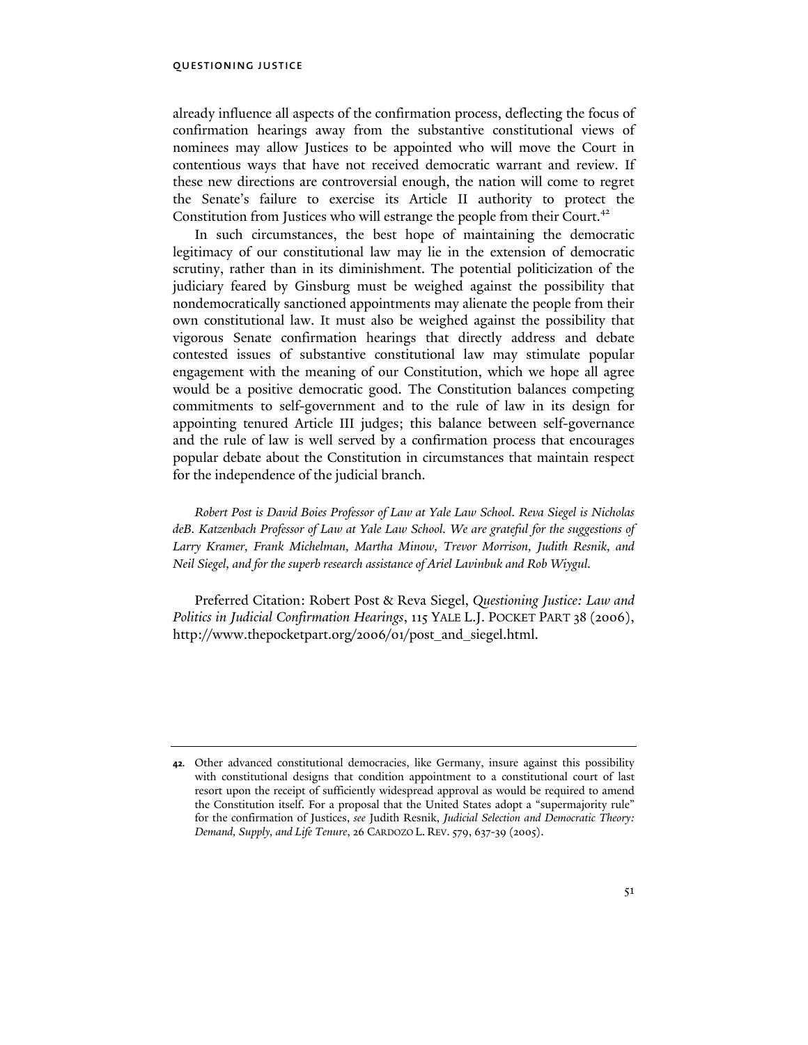already influence all aspects of the confirmation process, deflecting the focus of confirmation hearings away from the substantive constitutional views of nominees may allow Justices to be appointed who will move the Court in contentious ways that have not received democratic warrant and review. If these new directions are controversial enough, the nation will come to regret the Senate's failure to exercise its Article II authority to protect the Constitution from Justices who will estrange the people from their Court.[42]

In such circumstances, the best hope of maintaining the democratic legitimacy of our constitutional law may lie in the extension of democratic scrutiny, rather than in its diminishment. The potential politicization of the judiciary feared by Ginsburg must be weighed against the possibility that nondemocratically sanctioned appointments may alienate the people from their own constitutional law. It must also be weighed against the possibility that vigorous Senate confirmation hearings that directly address and debate contested issues of substantive constitutional law may stimulate popular engagement with the meaning of our Constitution, which we hope all agree would be a positive democratic good. The Constitution balances competing commitments to self-government and to the rule of law in its design for appointing tenured Article III judges; this balance between self-governance and the rule of law is well served by a confirmation process that encourages popular debate about the Constitution in circumstances that maintain respect for the independence of the judicial branch.

*Robert Post is David Boies Professor of Law at Yale Law School. Reva Siegel is Nicholas deB. Katzenbach Professor of Law at Yale Law School. We are grateful for the suggestions of Larry Kramer, Frank Michelman, Martha Minow, Trevor Morrison, Judith Resnik, and Neil Siegel, and for the superb research assistance of Ariel Lavinbuk and Rob Wiygul.*

Preferred Citation: Robert Post & Reva Siegel, *Questioning Justice: Law and Politics in Judicial Confirmation Hearings*, 115 YALE L.J. POCKET PART 38 (2006), http://www.thepocketpart.org/2006/01/post_and_siegel.html.

---

**42.** Other advanced constitutional democracies, like Germany, insure against this possibility with constitutional designs that condition appointment to a constitutional court of last resort upon the receipt of sufficiently widespread approval as would be required to amend the Constitution itself. For a proposal that the United States adopt a "supermajority rule" for the confirmation of Justices, *see* Judith Resnik, *Judicial Selection and Democratic Theory: Demand, Supply, and Life Tenure*, 26 CARDOZO L. REV. 579, 637-39 (2005).